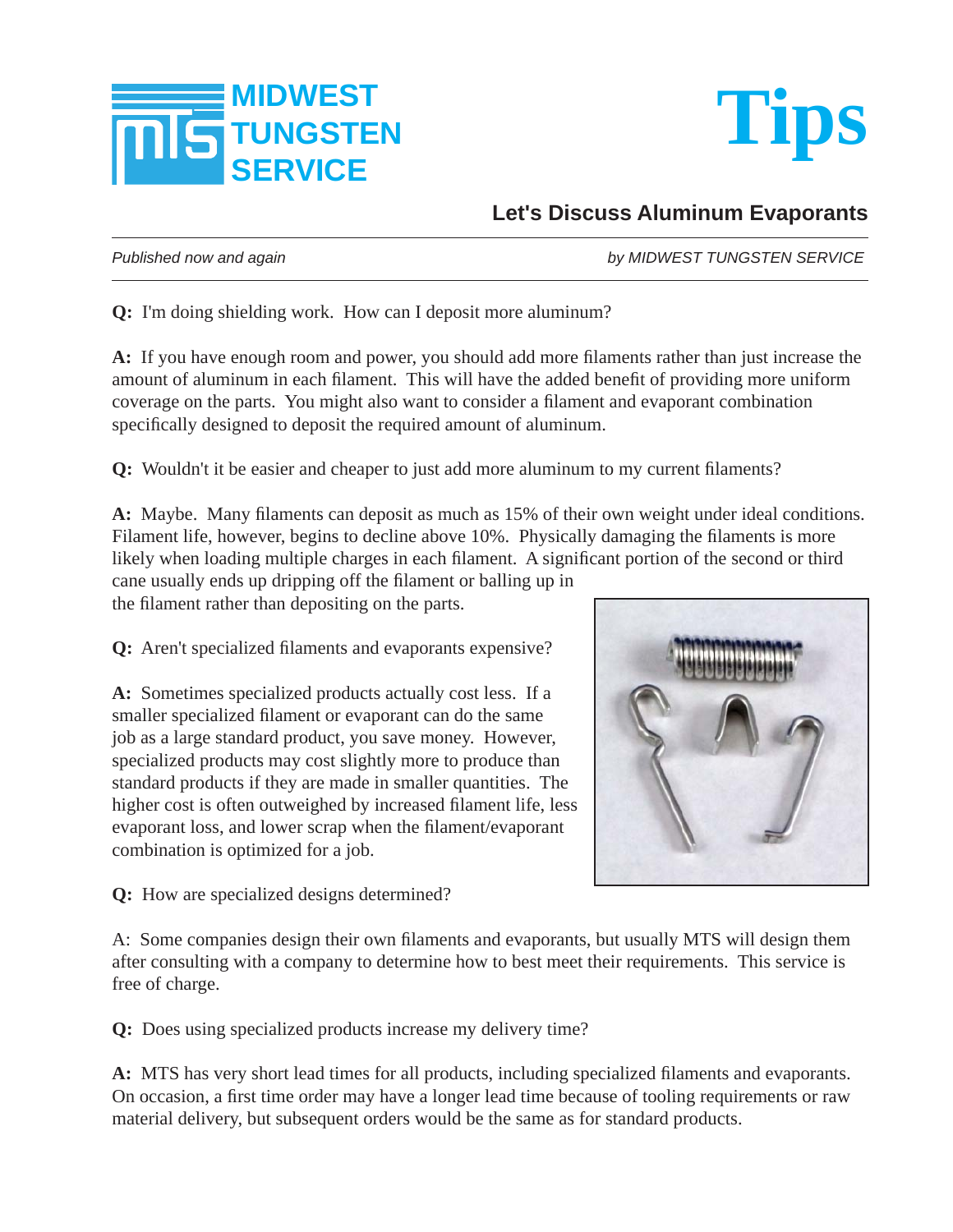# MIDWEST TUNGSTEN SERVICE

# Tips

## Let's Discuss Aluminum Evaporants

*Published now and again* *by MIDWEST TUNGSTEN SERVICE*

**Q:** I'm doing shielding work. How can I deposit more aluminum?

**A:** If you have enough room and power, you should add more filaments rather than just increase the amount of aluminum in each filament. This will have the added benefit of providing more uniform coverage on the parts. You might also want to consider a filament and evaporant combination specifically designed to deposit the required amount of aluminum.

**Q:** Wouldn't it be easier and cheaper to just add more aluminum to my current filaments?

**A:** Maybe. Many filaments can deposit as much as 15% of their own weight under ideal conditions. Filament life, however, begins to decline above 10%. Physically damaging the filaments is more likely when loading multiple charges in each filament. A significant portion of the second or third cane usually ends up dripping off the filament or balling up in the filament rather than depositing on the parts.

**Q:** Aren't specialized filaments and evaporants expensive?

**A:** Sometimes specialized products actually cost less. If a smaller specialized filament or evaporant can do the same job as a large standard product, you save money. However, specialized products may cost slightly more to produce than standard products if they are made in smaller quantities. The higher cost is often outweighed by increased filament life, less evaporant loss, and lower scrap when the filament/evaporant combination is optimized for a job.

**Q:** How are specialized designs determined?

A: Some companies design their own filaments and evaporants, but usually MTS will design them after consulting with a company to determine how to best meet their requirements. This service is free of charge.

**Q:** Does using specialized products increase my delivery time?

**A:** MTS has very short lead times for all products, including specialized filaments and evaporants. On occasion, a first time order may have a longer lead time because of tooling requirements or raw material delivery, but subsequent orders would be the same as for standard products.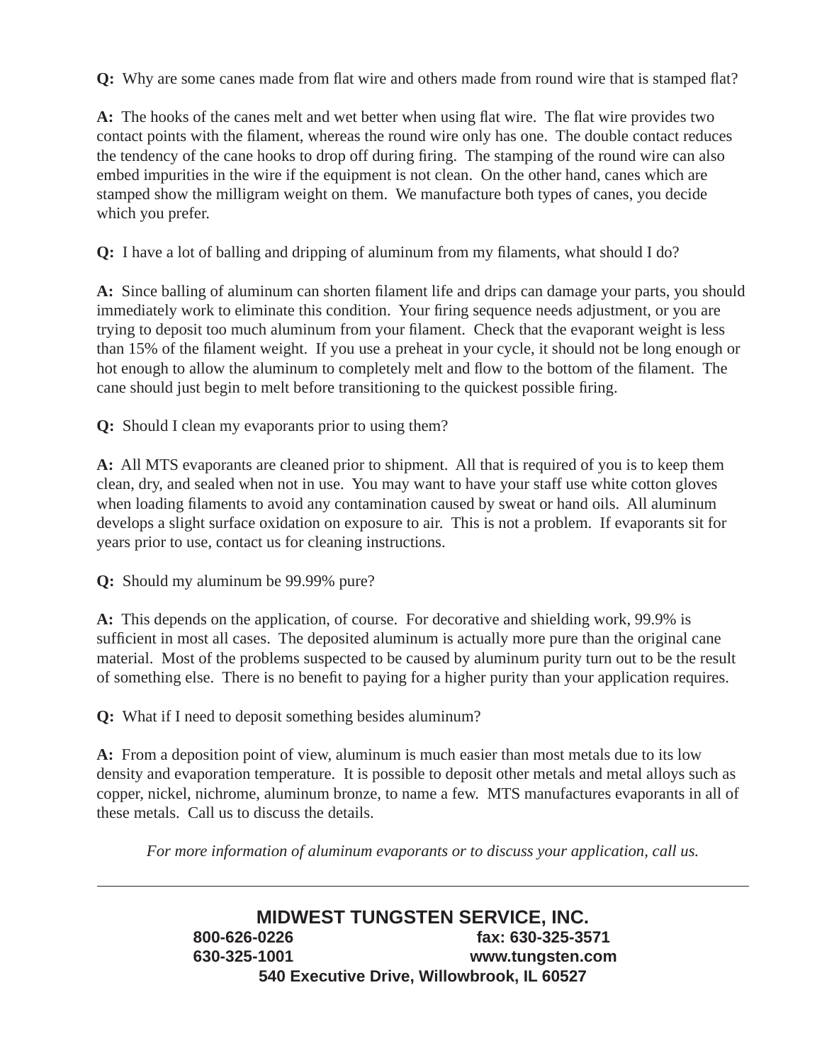**Q:** Why are some canes made from flat wire and others made from round wire that is stamped flat?

**A:** The hooks of the canes melt and wet better when using flat wire. The flat wire provides two contact points with the filament, whereas the round wire only has one. The double contact reduces the tendency of the cane hooks to drop off during firing. The stamping of the round wire can also embed impurities in the wire if the equipment is not clean. On the other hand, canes which are stamped show the milligram weight on them. We manufacture both types of canes, you decide which you prefer.

**Q:** I have a lot of balling and dripping of aluminum from my filaments, what should I do?

**A:** Since balling of aluminum can shorten filament life and drips can damage your parts, you should immediately work to eliminate this condition. Your firing sequence needs adjustment, or you are trying to deposit too much aluminum from your filament. Check that the evaporant weight is less than 15% of the filament weight. If you use a preheat in your cycle, it should not be long enough or hot enough to allow the aluminum to completely melt and flow to the bottom of the filament. The cane should just begin to melt before transitioning to the quickest possible firing.

**Q:** Should I clean my evaporants prior to using them?

**A:** All MTS evaporants are cleaned prior to shipment. All that is required of you is to keep them clean, dry, and sealed when not in use. You may want to have your staff use white cotton gloves when loading filaments to avoid any contamination caused by sweat or hand oils. All aluminum develops a slight surface oxidation on exposure to air. This is not a problem. If evaporants sit for years prior to use, contact us for cleaning instructions.

**Q:** Should my aluminum be 99.99% pure?

**A:** This depends on the application, of course. For decorative and shielding work, 99.9% is sufficient in most all cases. The deposited aluminum is actually more pure than the original cane material. Most of the problems suspected to be caused by aluminum purity turn out to be the result of something else. There is no benefit to paying for a higher purity than your application requires.

**Q:** What if I need to deposit something besides aluminum?

**A:** From a deposition point of view, aluminum is much easier than most metals due to its low density and evaporation temperature. It is possible to deposit other metals and metal alloys such as copper, nickel, nichrome, aluminum bronze, to name a few. MTS manufactures evaporants in all of these metals. Call us to discuss the details.

*For more information of aluminum evaporants or to discuss your application, call us.*

---

**MIDWEST TUNGSTEN SERVICE, INC.**

**800-626-0226** **fax: 630-325-3571**

**630-325-1001** **www.tungsten.com**

**540 Executive Drive, Willowbrook, IL 60527**